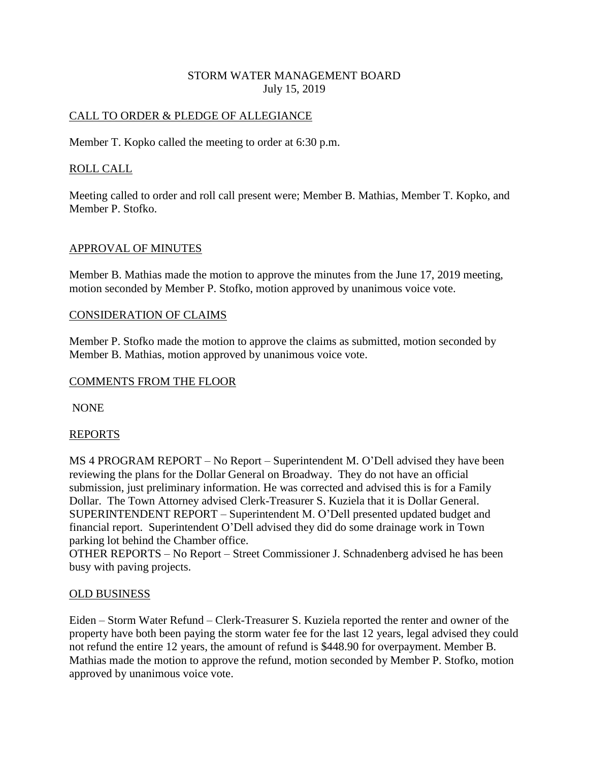# STORM WATER MANAGEMENT BOARD

July 15, 2019

## CALL TO ORDER & PLEDGE OF ALLEGIANCE

Member T. Kopko called the meeting to order at 6:30 p.m.

## ROLL CALL

Meeting called to order and roll call present were; Member B. Mathias, Member T. Kopko, and Member P. Stofko.

## APPROVAL OF MINUTES

Member B. Mathias made the motion to approve the minutes from the June 17, 2019 meeting, motion seconded by Member P. Stofko, motion approved by unanimous voice vote.

## CONSIDERATION OF CLAIMS

Member P. Stofko made the motion to approve the claims as submitted, motion seconded by Member B. Mathias, motion approved by unanimous voice vote.

## COMMENTS FROM THE FLOOR

NONE

## REPORTS

MS 4 PROGRAM REPORT – No Report – Superintendent M. O'Dell advised they have been reviewing the plans for the Dollar General on Broadway. They do not have an official submission, just preliminary information. He was corrected and advised this is for a Family Dollar. The Town Attorney advised Clerk-Treasurer S. Kuziela that it is Dollar General.
SUPERINTENDENT REPORT – Superintendent M. O'Dell presented updated budget and financial report. Superintendent O'Dell advised they did do some drainage work in Town parking lot behind the Chamber office.
OTHER REPORTS – No Report – Street Commissioner J. Schnadenberg advised he has been busy with paving projects.

## OLD BUSINESS

Eiden – Storm Water Refund – Clerk-Treasurer S. Kuziela reported the renter and owner of the property have both been paying the storm water fee for the last 12 years, legal advised they could not refund the entire 12 years, the amount of refund is $448.90 for overpayment. Member B. Mathias made the motion to approve the refund, motion seconded by Member P. Stofko, motion approved by unanimous voice vote.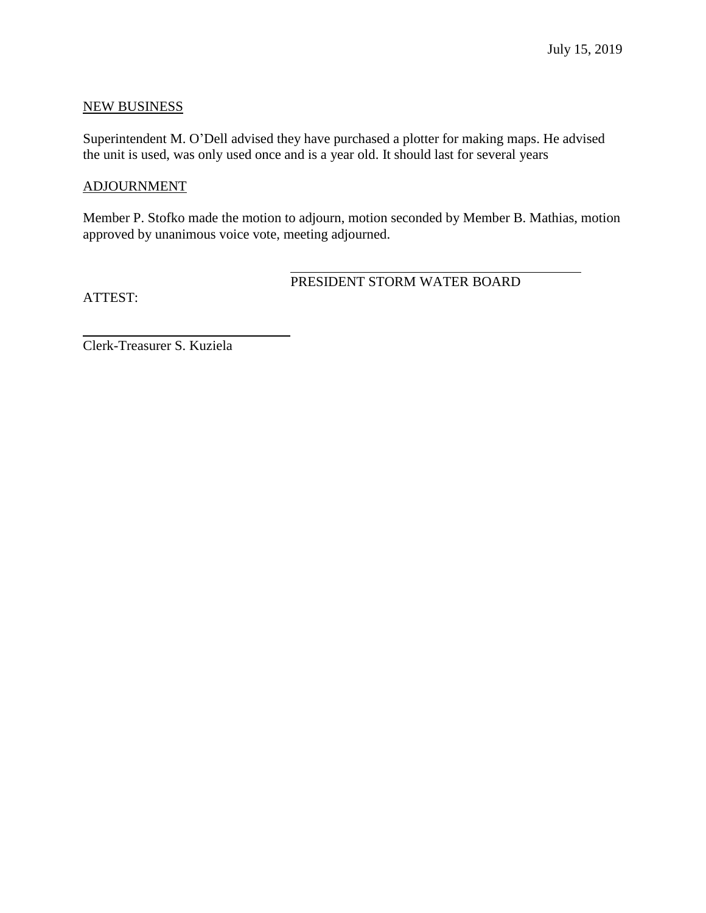July 15, 2019

NEW BUSINESS

Superintendent M. O'Dell advised they have purchased a plotter for making maps. He advised the unit is used, was only used once and is a year old. It should last for several years

ADJOURNMENT

Member P. Stofko made the motion to adjourn, motion seconded by Member B. Mathias, motion approved by unanimous voice vote, meeting adjourned.

\_\_\_\_\_\_\_\_\_\_\_\_\_\_\_\_\_\_\_\_\_\_\_\_\_\_\_\_\_\_\_\_\_\_\_\_\_\_\_\_

PRESIDENT STORM WATER BOARD

ATTEST:

\_\_\_\_\_\_\_\_\_\_\_\_\_\_\_\_\_\_\_\_\_\_\_\_\_\_\_\_\_\_

Clerk-Treasurer S. Kuziela